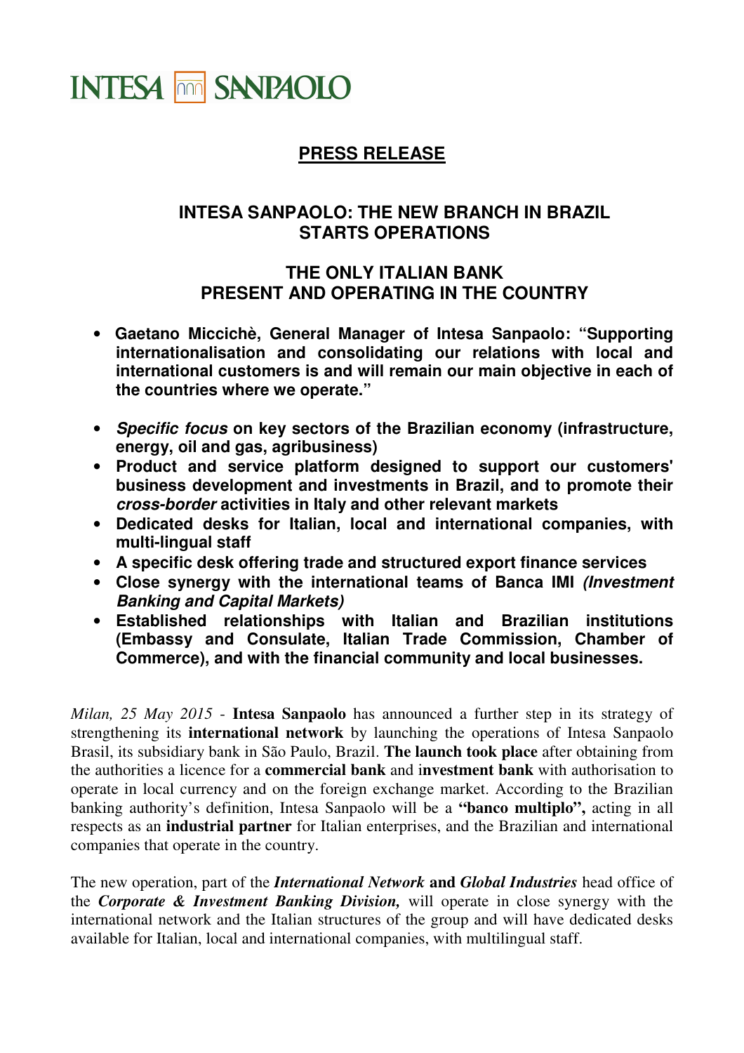INTESA SANPAOLO

# PRESS RELEASE

## INTESA SANPAOLO: THE NEW BRANCH IN BRAZIL STARTS OPERATIONS

## THE ONLY ITALIAN BANK PRESENT AND OPERATING IN THE COUNTRY

- **Gaetano Miccichè, General Manager of Intesa Sanpaolo: "Supporting internationalisation and consolidating our relations with local and international customers is and will remain our main objective in each of the countries where we operate."**

- ***Specific focus* on key sectors of the Brazilian economy (infrastructure, energy, oil and gas, agribusiness)**
- **Product and service platform designed to support our customers' business development and investments in Brazil, and to promote their *cross-border* activities in Italy and other relevant markets**
- **Dedicated desks for Italian, local and international companies, with multi-lingual staff**
- **A specific desk offering trade and structured export finance services**
- **Close synergy with the international teams of Banca IMI *(Investment Banking and Capital Markets)***
- **Established relationships with Italian and Brazilian institutions (Embassy and Consulate, Italian Trade Commission, Chamber of Commerce), and with the financial community and local businesses.**

*Milan, 25 May 2015* - **Intesa Sanpaolo** has announced a further step in its strategy of strengthening its **international network** by launching the operations of Intesa Sanpaolo Brasil, its subsidiary bank in São Paulo, Brazil. **The launch took place** after obtaining from the authorities a licence for a **commercial bank** and i**nvestment bank** with authorisation to operate in local currency and on the foreign exchange market. According to the Brazilian banking authority's definition, Intesa Sanpaolo will be a **"banco multiplo",** acting in all respects as an **industrial partner** for Italian enterprises, and the Brazilian and international companies that operate in the country.

The new operation, part of the ***International Network* and *Global Industries*** head office of the ***Corporate & Investment Banking Division,*** will operate in close synergy with the international network and the Italian structures of the group and will have dedicated desks available for Italian, local and international companies, with multilingual staff.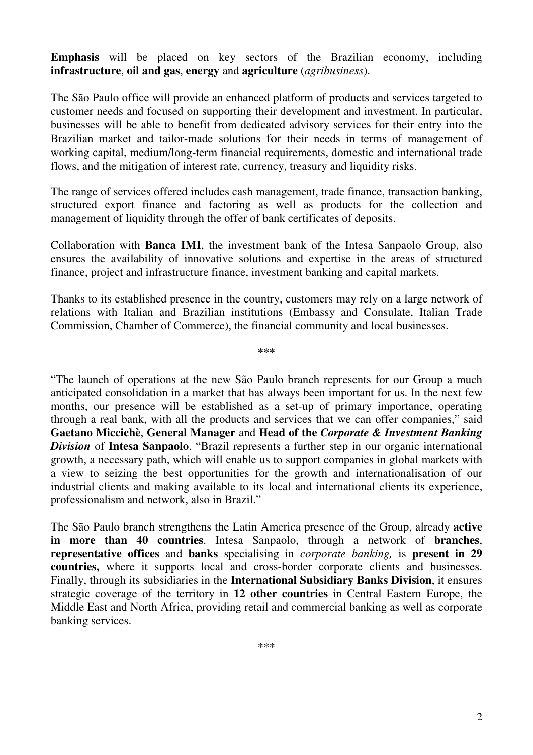**Emphasis** will be placed on key sectors of the Brazilian economy, including **infrastructure**, **oil and gas**, **energy** and **agriculture** (*agribusiness*).

The São Paulo office will provide an enhanced platform of products and services targeted to customer needs and focused on supporting their development and investment. In particular, businesses will be able to benefit from dedicated advisory services for their entry into the Brazilian market and tailor-made solutions for their needs in terms of management of working capital, medium/long-term financial requirements, domestic and international trade flows, and the mitigation of interest rate, currency, treasury and liquidity risks.

The range of services offered includes cash management, trade finance, transaction banking, structured export finance and factoring as well as products for the collection and management of liquidity through the offer of bank certificates of deposits.

Collaboration with **Banca IMI**, the investment bank of the Intesa Sanpaolo Group, also ensures the availability of innovative solutions and expertise in the areas of structured finance, project and infrastructure finance, investment banking and capital markets.

Thanks to its established presence in the country, customers may rely on a large network of relations with Italian and Brazilian institutions (Embassy and Consulate, Italian Trade Commission, Chamber of Commerce), the financial community and local businesses.

***

"The launch of operations at the new São Paulo branch represents for our Group a much anticipated consolidation in a market that has always been important for us. In the next few months, our presence will be established as a set-up of primary importance, operating through a real bank, with all the products and services that we can offer companies," said **Gaetano Miccichè**, **General Manager** and **Head of the *Corporate & Investment Banking Division*** of **Intesa Sanpaolo**. "Brazil represents a further step in our organic international growth, a necessary path, which will enable us to support companies in global markets with a view to seizing the best opportunities for the growth and internationalisation of our industrial clients and making available to its local and international clients its experience, professionalism and network, also in Brazil."

The São Paulo branch strengthens the Latin America presence of the Group, already **active in more than 40 countries**. Intesa Sanpaolo, through a network of **branches**, **representative offices** and **banks** specialising in *corporate banking,* is **present in 29 countries,** where it supports local and cross-border corporate clients and businesses. Finally, through its subsidiaries in the **International Subsidiary Banks Division**, it ensures strategic coverage of the territory in **12 other countries** in Central Eastern Europe, the Middle East and North Africa, providing retail and commercial banking as well as corporate banking services.

***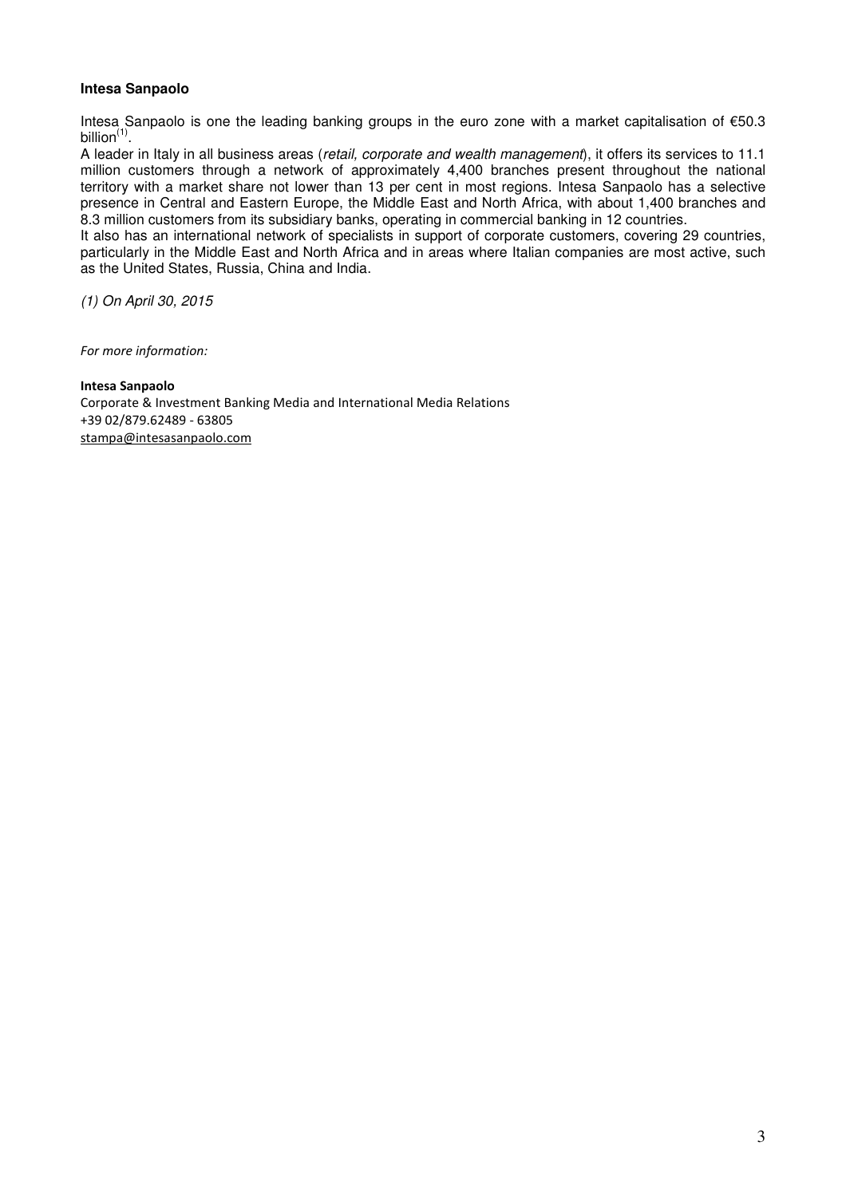**Intesa Sanpaolo**

Intesa Sanpaolo is one the leading banking groups in the euro zone with a market capitalisation of €50.3 billion[1].

A leader in Italy in all business areas (*retail, corporate and wealth management*), it offers its services to 11.1 million customers through a network of approximately 4,400 branches present throughout the national territory with a market share not lower than 13 per cent in most regions. Intesa Sanpaolo has a selective presence in Central and Eastern Europe, the Middle East and North Africa, with about 1,400 branches and 8.3 million customers from its subsidiary banks, operating in commercial banking in 12 countries.

It also has an international network of specialists in support of corporate customers, covering 29 countries, particularly in the Middle East and North Africa and in areas where Italian companies are most active, such as the United States, Russia, China and India.

*(1) On April 30, 2015*

*For more information:*

**Intesa Sanpaolo**
Corporate & Investment Banking Media and International Media Relations
+39 02/879.62489 - 63805
stampa@intesasanpaolo.com